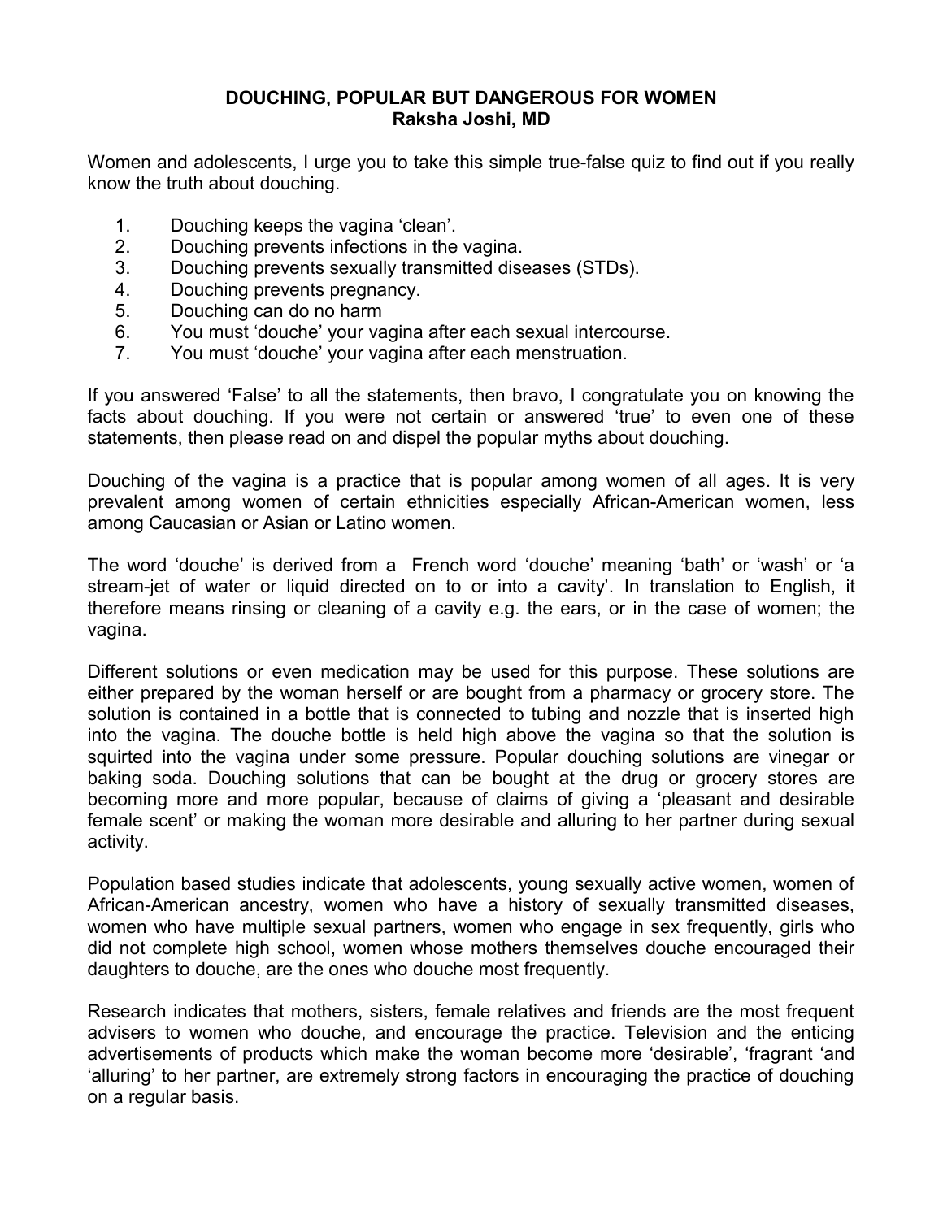# DOUCHING, POPULAR BUT DANGEROUS FOR WOMEN

**Raksha Joshi, MD**

Women and adolescents, I urge you to take this simple true-false quiz to find out if you really know the truth about douching.

1. Douching keeps the vagina 'clean'.
2. Douching prevents infections in the vagina.
3. Douching prevents sexually transmitted diseases (STDs).
4. Douching prevents pregnancy.
5. Douching can do no harm
6. You must 'douche' your vagina after each sexual intercourse.
7. You must 'douche' your vagina after each menstruation.

If you answered 'False' to all the statements, then bravo, I congratulate you on knowing the facts about douching. If you were not certain or answered 'true' to even one of these statements, then please read on and dispel the popular myths about douching.

Douching of the vagina is a practice that is popular among women of all ages. It is very prevalent among women of certain ethnicities especially African-American women, less among Caucasian or Asian or Latino women.

The word 'douche' is derived from a French word 'douche' meaning 'bath' or 'wash' or 'a stream-jet of water or liquid directed on to or into a cavity'. In translation to English, it therefore means rinsing or cleaning of a cavity e.g. the ears, or in the case of women; the vagina.

Different solutions or even medication may be used for this purpose. These solutions are either prepared by the woman herself or are bought from a pharmacy or grocery store. The solution is contained in a bottle that is connected to tubing and nozzle that is inserted high into the vagina. The douche bottle is held high above the vagina so that the solution is squirted into the vagina under some pressure. Popular douching solutions are vinegar or baking soda. Douching solutions that can be bought at the drug or grocery stores are becoming more and more popular, because of claims of giving a 'pleasant and desirable female scent' or making the woman more desirable and alluring to her partner during sexual activity.

Population based studies indicate that adolescents, young sexually active women, women of African-American ancestry, women who have a history of sexually transmitted diseases, women who have multiple sexual partners, women who engage in sex frequently, girls who did not complete high school, women whose mothers themselves douche encouraged their daughters to douche, are the ones who douche most frequently.

Research indicates that mothers, sisters, female relatives and friends are the most frequent advisers to women who douche, and encourage the practice. Television and the enticing advertisements of products which make the woman become more 'desirable', 'fragrant 'and 'alluring' to her partner, are extremely strong factors in encouraging the practice of douching on a regular basis.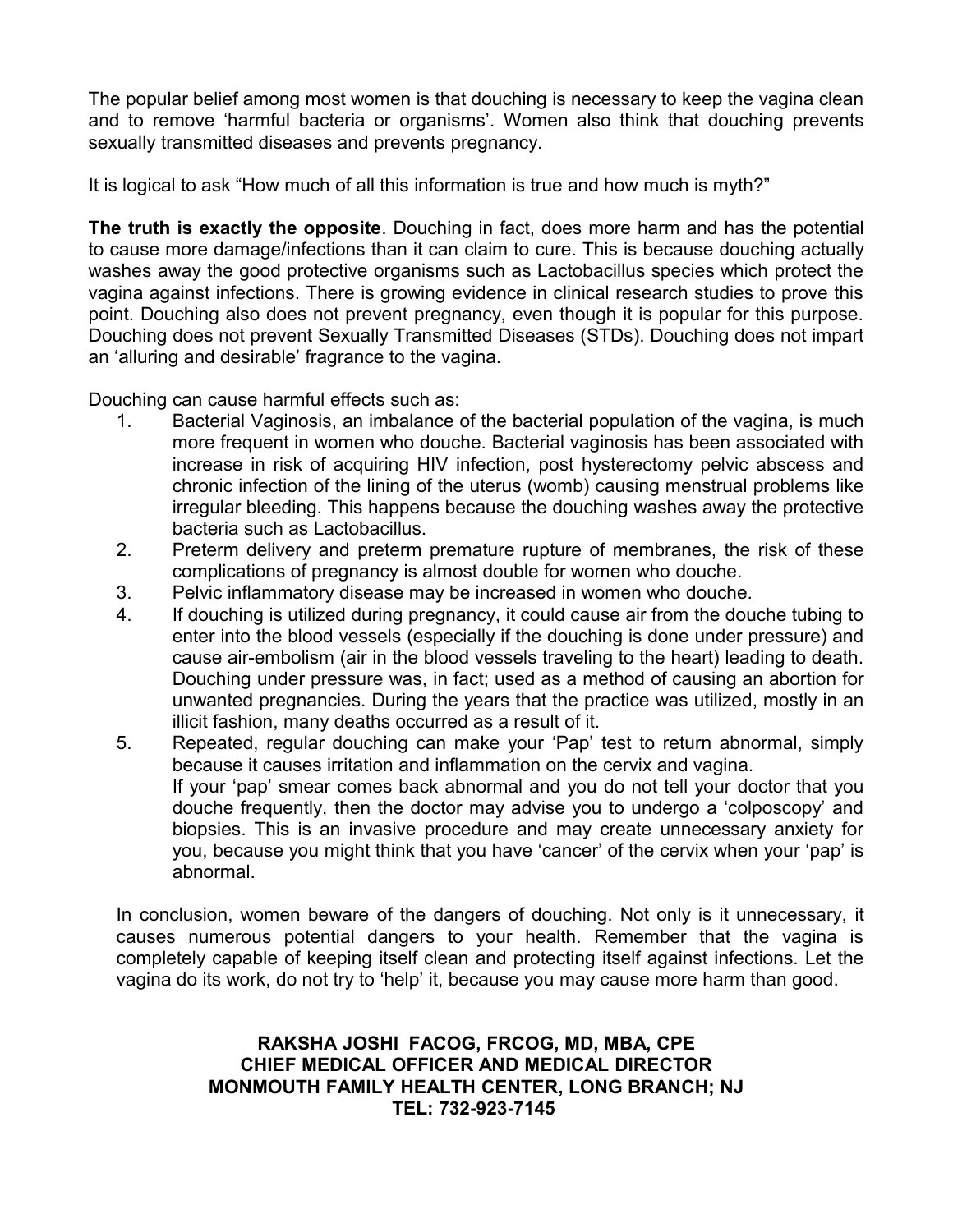The popular belief among most women is that douching is necessary to keep the vagina clean and to remove 'harmful bacteria or organisms'. Women also think that douching prevents sexually transmitted diseases and prevents pregnancy.

It is logical to ask "How much of all this information is true and how much is myth?"

**The truth is exactly the opposite**. Douching in fact, does more harm and has the potential to cause more damage/infections than it can claim to cure. This is because douching actually washes away the good protective organisms such as Lactobacillus species which protect the vagina against infections. There is growing evidence in clinical research studies to prove this point. Douching also does not prevent pregnancy, even though it is popular for this purpose. Douching does not prevent Sexually Transmitted Diseases (STDs). Douching does not impart an 'alluring and desirable' fragrance to the vagina.

Douching can cause harmful effects such as:

1. Bacterial Vaginosis, an imbalance of the bacterial population of the vagina, is much more frequent in women who douche. Bacterial vaginosis has been associated with increase in risk of acquiring HIV infection, post hysterectomy pelvic abscess and chronic infection of the lining of the uterus (womb) causing menstrual problems like irregular bleeding. This happens because the douching washes away the protective bacteria such as Lactobacillus.
2. Preterm delivery and preterm premature rupture of membranes, the risk of these complications of pregnancy is almost double for women who douche.
3. Pelvic inflammatory disease may be increased in women who douche.
4. If douching is utilized during pregnancy, it could cause air from the douche tubing to enter into the blood vessels (especially if the douching is done under pressure) and cause air-embolism (air in the blood vessels traveling to the heart) leading to death. Douching under pressure was, in fact; used as a method of causing an abortion for unwanted pregnancies. During the years that the practice was utilized, mostly in an illicit fashion, many deaths occurred as a result of it.
5. Repeated, regular douching can make your 'Pap' test to return abnormal, simply because it causes irritation and inflammation on the cervix and vagina.
   If your 'pap' smear comes back abnormal and you do not tell your doctor that you douche frequently, then the doctor may advise you to undergo a 'colposcopy' and biopsies. This is an invasive procedure and may create unnecessary anxiety for you, because you might think that you have 'cancer' of the cervix when your 'pap' is abnormal.

In conclusion, women beware of the dangers of douching. Not only is it unnecessary, it causes numerous potential dangers to your health. Remember that the vagina is completely capable of keeping itself clean and protecting itself against infections. Let the vagina do its work, do not try to 'help' it, because you may cause more harm than good.

**RAKSHA JOSHI FACOG, FRCOG, MD, MBA, CPE**
**CHIEF MEDICAL OFFICER AND MEDICAL DIRECTOR**
**MONMOUTH FAMILY HEALTH CENTER, LONG BRANCH; NJ**
**TEL: 732-923-7145**